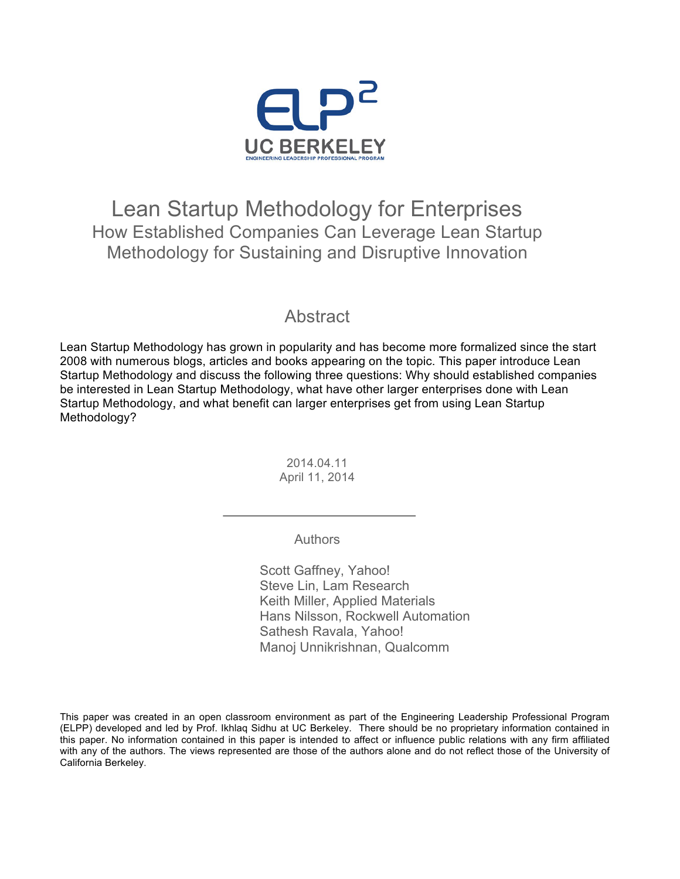ELP²

UC BERKELEY

ENGINEERING LEADERSHIP PROFESSIONAL PROGRAM

# Lean Startup Methodology for Enterprises

## How Established Companies Can Leverage Lean Startup Methodology for Sustaining and Disruptive Innovation

## Abstract

Lean Startup Methodology has grown in popularity and has become more formalized since the start 2008 with numerous blogs, articles and books appearing on the topic. This paper introduce Lean Startup Methodology and discuss the following three questions: Why should established companies be interested in Lean Startup Methodology, what have other larger enterprises done with Lean Startup Methodology, and what benefit can larger enterprises get from using Lean Startup Methodology?

2014.04.11
April 11, 2014

---

Authors

Scott Gaffney, Yahoo!
Steve Lin, Lam Research
Keith Miller, Applied Materials
Hans Nilsson, Rockwell Automation
Sathesh Ravala, Yahoo!
Manoj Unnikrishnan, Qualcomm

This paper was created in an open classroom environment as part of the Engineering Leadership Professional Program (ELPP) developed and led by Prof. Ikhlaq Sidhu at UC Berkeley. There should be no proprietary information contained in this paper. No information contained in this paper is intended to affect or influence public relations with any firm affiliated with any of the authors. The views represented are those of the authors alone and do not reflect those of the University of California Berkeley.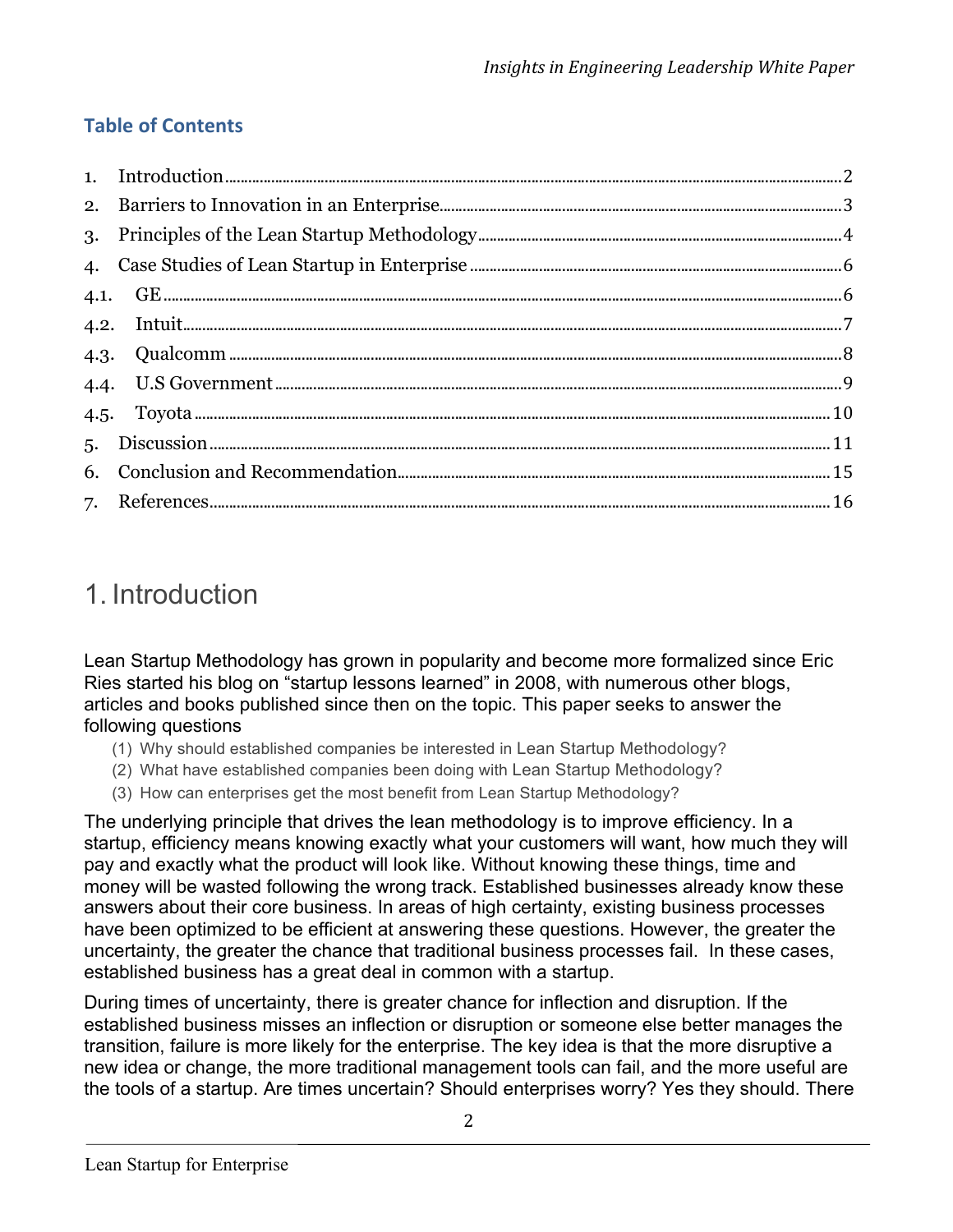## Table of Contents

1. Introduction ........ 2
2. Barriers to Innovation in an Enterprise ........ 3
3. Principles of the Lean Startup Methodology ........ 4
4. Case Studies of Lean Startup in Enterprise ........ 6
   - 4.1. GE ........ 6
   - 4.2. Intuit ........ 7
   - 4.3. Qualcomm ........ 8
   - 4.4. U.S Government ........ 9
   - 4.5. Toyota ........ 10
5. Discussion ........ 11
6. Conclusion and Recommendation ........ 15
7. References ........ 16

# 1. Introduction

Lean Startup Methodology has grown in popularity and become more formalized since Eric Ries started his blog on "startup lessons learned" in 2008, with numerous other blogs, articles and books published since then on the topic. This paper seeks to answer the following questions

(1) Why should established companies be interested in Lean Startup Methodology?
(2) What have established companies been doing with Lean Startup Methodology?
(3) How can enterprises get the most benefit from Lean Startup Methodology?

The underlying principle that drives the lean methodology is to improve efficiency. In a startup, efficiency means knowing exactly what your customers will want, how much they will pay and exactly what the product will look like. Without knowing these things, time and money will be wasted following the wrong track. Established businesses already know these answers about their core business. In areas of high certainty, existing business processes have been optimized to be efficient at answering these questions. However, the greater the uncertainty, the greater the chance that traditional business processes fail. In these cases, established business has a great deal in common with a startup.

During times of uncertainty, there is greater chance for inflection and disruption. If the established business misses an inflection or disruption or someone else better manages the transition, failure is more likely for the enterprise. The key idea is that the more disruptive a new idea or change, the more traditional management tools can fail, and the more useful are the tools of a startup. Are times uncertain? Should enterprises worry? Yes they should. There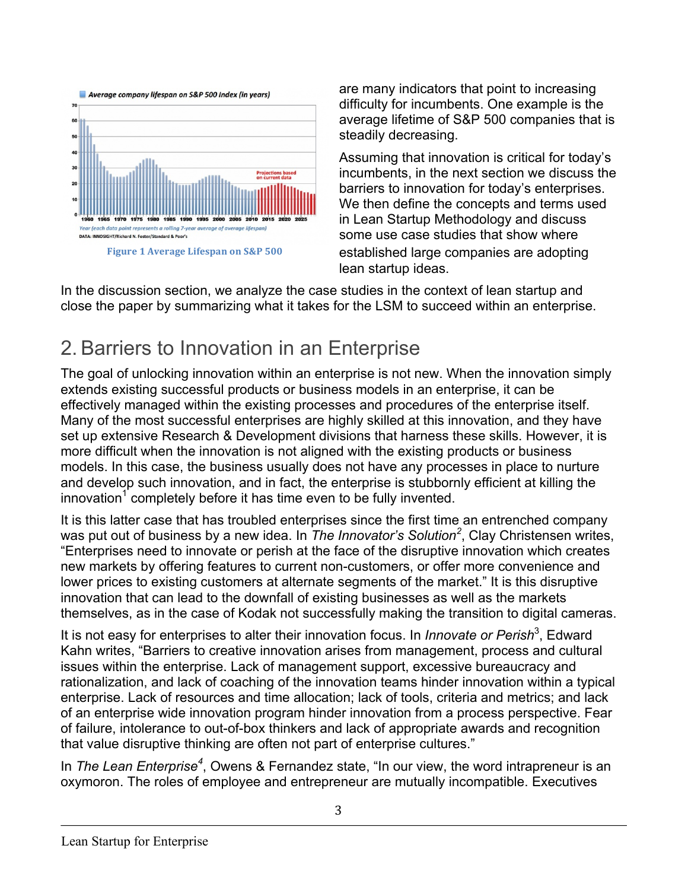Figure 1 Average Lifespan on S&P 500

are many indicators that point to increasing difficulty for incumbents. One example is the average lifetime of S&P 500 companies that is steadily decreasing.

Assuming that innovation is critical for today's incumbents, in the next section we discuss the barriers to innovation for today's enterprises. We then define the concepts and terms used in Lean Startup Methodology and discuss some use case studies that show where established large companies are adopting lean startup ideas.

In the discussion section, we analyze the case studies in the context of lean startup and close the paper by summarizing what it takes for the LSM to succeed within an enterprise.

## 2. Barriers to Innovation in an Enterprise

The goal of unlocking innovation within an enterprise is not new. When the innovation simply extends existing successful products or business models in an enterprise, it can be effectively managed within the existing processes and procedures of the enterprise itself. Many of the most successful enterprises are highly skilled at this innovation, and they have set up extensive Research & Development divisions that harness these skills. However, it is more difficult when the innovation is not aligned with the existing products or business models. In this case, the business usually does not have any processes in place to nurture and develop such innovation, and in fact, the enterprise is stubbornly efficient at killing the innovation[1] completely before it has time even to be fully invented.

It is this latter case that has troubled enterprises since the first time an entrenched company was put out of business by a new idea. In *The Innovator's Solution*[2], Clay Christensen writes, "Enterprises need to innovate or perish at the face of the disruptive innovation which creates new markets by offering features to current non-customers, or offer more convenience and lower prices to existing customers at alternate segments of the market." It is this disruptive innovation that can lead to the downfall of existing businesses as well as the markets themselves, as in the case of Kodak not successfully making the transition to digital cameras.

It is not easy for enterprises to alter their innovation focus. In *Innovate or Perish*[3], Edward Kahn writes, "Barriers to creative innovation arises from management, process and cultural issues within the enterprise. Lack of management support, excessive bureaucracy and rationalization, and lack of coaching of the innovation teams hinder innovation within a typical enterprise. Lack of resources and time allocation; lack of tools, criteria and metrics; and lack of an enterprise wide innovation program hinder innovation from a process perspective. Fear of failure, intolerance to out-of-box thinkers and lack of appropriate awards and recognition that value disruptive thinking are often not part of enterprise cultures."

In *The Lean Enterprise*[4], Owens & Fernandez state, "In our view, the word intrapreneur is an oxymoron. The roles of employee and entrepreneur are mutually incompatible. Executives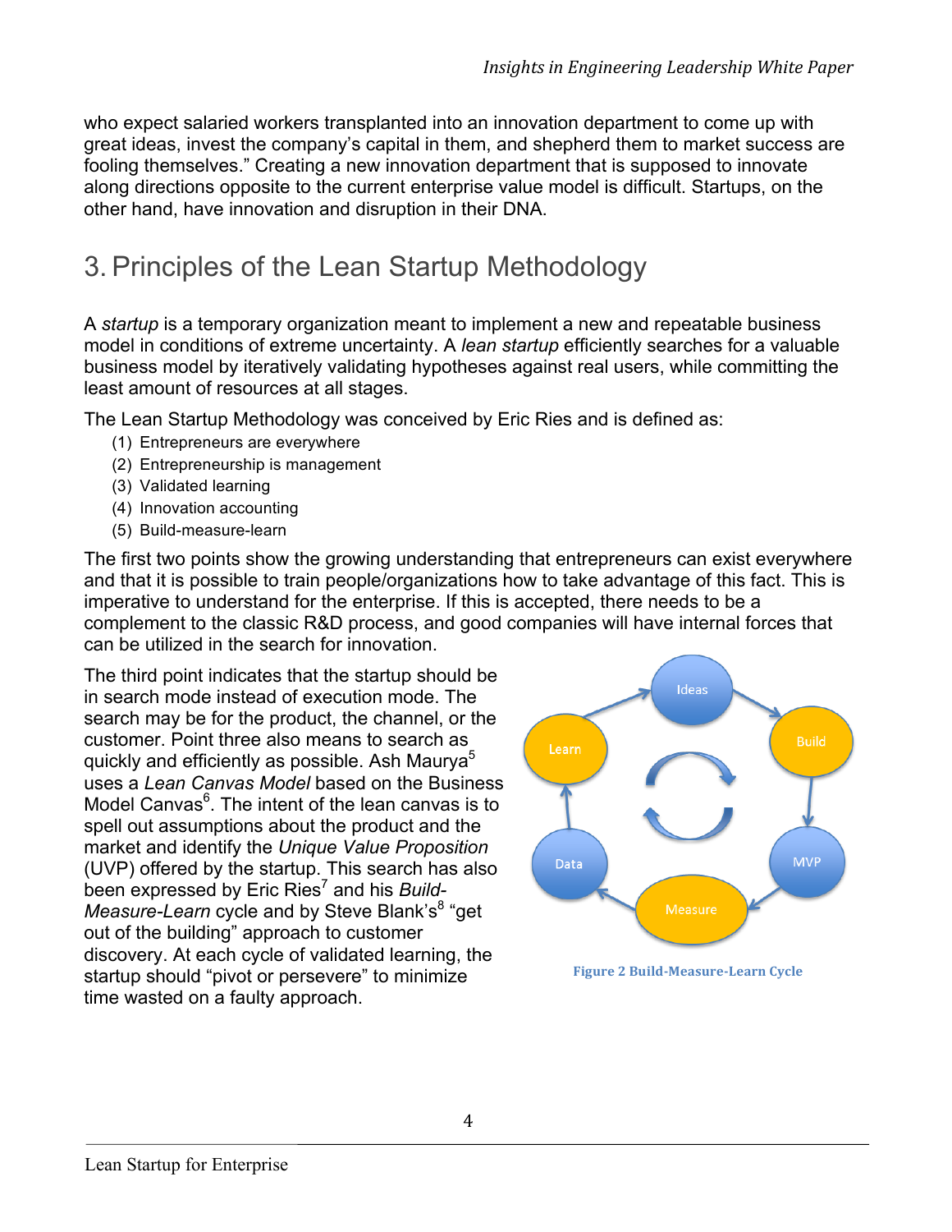who expect salaried workers transplanted into an innovation department to come up with great ideas, invest the company's capital in them, and shepherd them to market success are fooling themselves." Creating a new innovation department that is supposed to innovate along directions opposite to the current enterprise value model is difficult. Startups, on the other hand, have innovation and disruption in their DNA.

# 3. Principles of the Lean Startup Methodology

A *startup* is a temporary organization meant to implement a new and repeatable business model in conditions of extreme uncertainty. A *lean startup* efficiently searches for a valuable business model by iteratively validating hypotheses against real users, while committing the least amount of resources at all stages.

The Lean Startup Methodology was conceived by Eric Ries and is defined as:

1. Entrepreneurs are everywhere
2. Entrepreneurship is management
3. Validated learning
4. Innovation accounting
5. Build-measure-learn

The first two points show the growing understanding that entrepreneurs can exist everywhere and that it is possible to train people/organizations how to take advantage of this fact. This is imperative to understand for the enterprise. If this is accepted, there needs to be a complement to the classic R&D process, and good companies will have internal forces that can be utilized in the search for innovation.

The third point indicates that the startup should be in search mode instead of execution mode. The search may be for the product, the channel, or the customer. Point three also means to search as quickly and efficiently as possible. Ash Maurya[5] uses a *Lean Canvas Model* based on the Business Model Canvas[6]. The intent of the lean canvas is to spell out assumptions about the product and the market and identify the *Unique Value Proposition* (UVP) offered by the startup. This search has also been expressed by Eric Ries[7] and his *Build-Measure-Learn* cycle and by Steve Blank's[8] "get out of the building" approach to customer discovery. At each cycle of validated learning, the startup should "pivot or persevere" to minimize time wasted on a faulty approach.

Ideas → Build → MVP → Measure → Data → Learn → Ideas

**Figure 2 Build-Measure-Learn Cycle**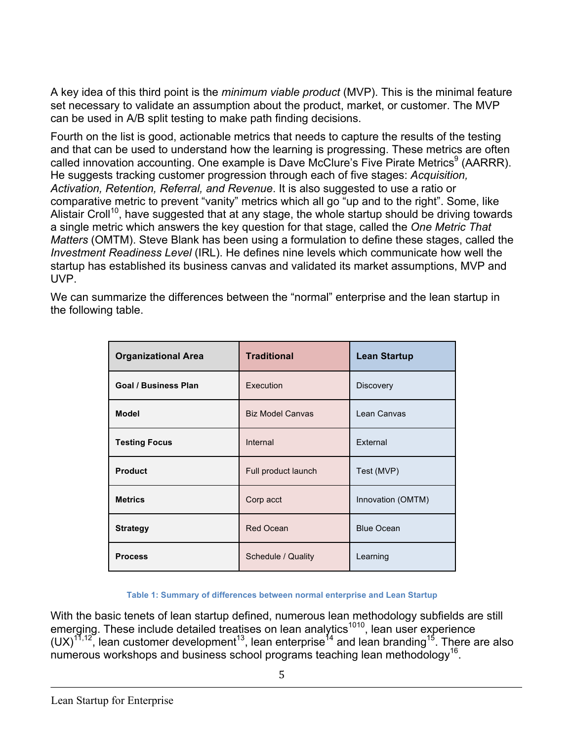A key idea of this third point is the *minimum viable product* (MVP). This is the minimal feature set necessary to validate an assumption about the product, market, or customer. The MVP can be used in A/B split testing to make path finding decisions.

Fourth on the list is good, actionable metrics that needs to capture the results of the testing and that can be used to understand how the learning is progressing. These metrics are often called innovation accounting. One example is Dave McClure's Five Pirate Metrics[9] (AARRR). He suggests tracking customer progression through each of five stages: *Acquisition, Activation, Retention, Referral, and Revenue*. It is also suggested to use a ratio or comparative metric to prevent "vanity" metrics which all go "up and to the right". Some, like Alistair Croll[10], have suggested that at any stage, the whole startup should be driving towards a single metric which answers the key question for that stage, called the *One Metric That Matters* (OMTM). Steve Blank has been using a formulation to define these stages, called the *Investment Readiness Level* (IRL). He defines nine levels which communicate how well the startup has established its business canvas and validated its market assumptions, MVP and UVP.

We can summarize the differences between the "normal" enterprise and the lean startup in the following table.

| Organizational Area | Traditional | Lean Startup |
|---|---|---|
| **Goal / Business Plan** | Execution | Discovery |
| **Model** | Biz Model Canvas | Lean Canvas |
| **Testing Focus** | Internal | External |
| **Product** | Full product launch | Test (MVP) |
| **Metrics** | Corp acct | Innovation (OMTM) |
| **Strategy** | Red Ocean | Blue Ocean |
| **Process** | Schedule / Quality | Learning |

**Table 1: Summary of differences between normal enterprise and Lean Startup**

With the basic tenets of lean startup defined, numerous lean methodology subfields are still emerging. These include detailed treatises on lean analytics[1010], lean user experience (UX)[11,12], lean customer development[13], lean enterprise[14] and lean branding[15]. There are also numerous workshops and business school programs teaching lean methodology[16].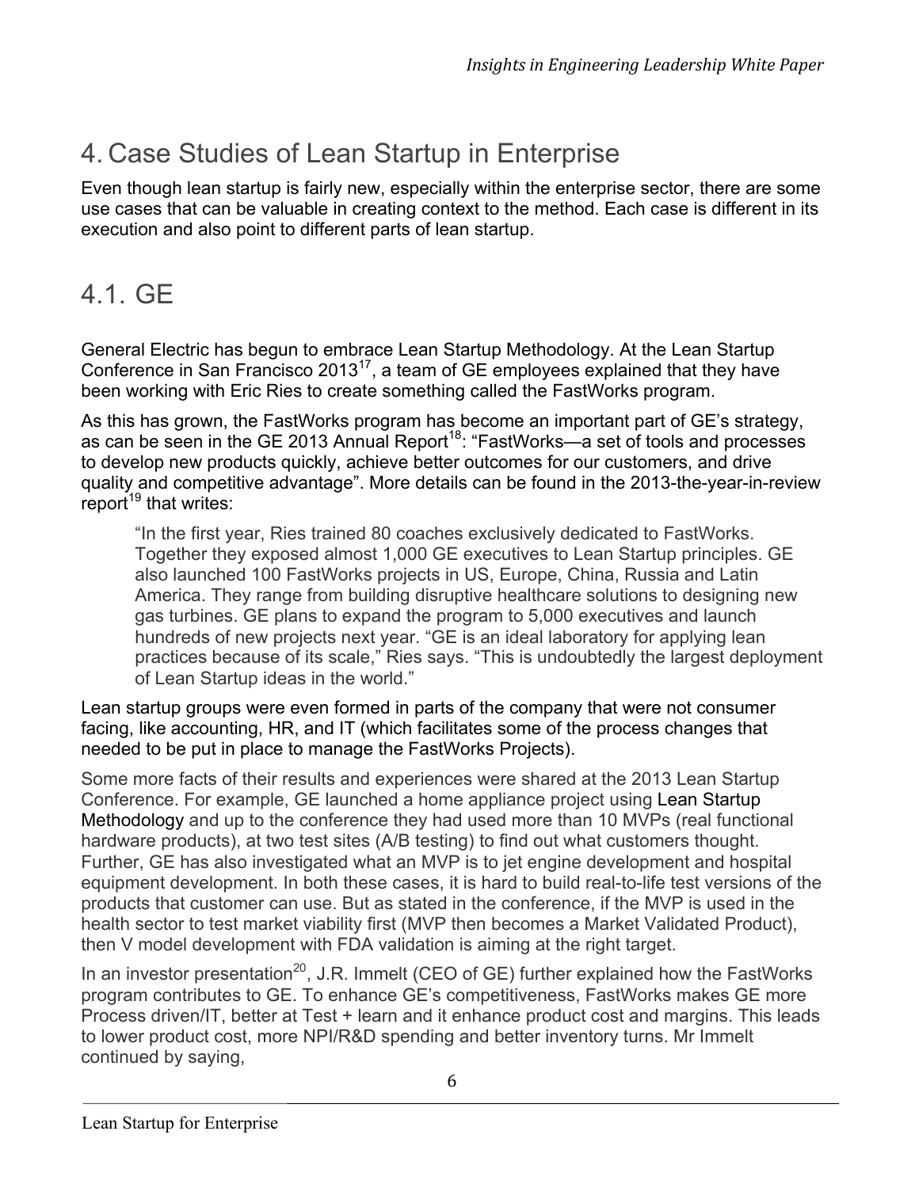# 4. Case Studies of Lean Startup in Enterprise

Even though lean startup is fairly new, especially within the enterprise sector, there are some use cases that can be valuable in creating context to the method. Each case is different in its execution and also point to different parts of lean startup.

## 4.1. GE

General Electric has begun to embrace Lean Startup Methodology. At the Lean Startup Conference in San Francisco 2013[17], a team of GE employees explained that they have been working with Eric Ries to create something called the FastWorks program.

As this has grown, the FastWorks program has become an important part of GE's strategy, as can be seen in the GE 2013 Annual Report[18]: "FastWorks—a set of tools and processes to develop new products quickly, achieve better outcomes for our customers, and drive quality and competitive advantage". More details can be found in the 2013-the-year-in-review report[19] that writes:

> "In the first year, Ries trained 80 coaches exclusively dedicated to FastWorks. Together they exposed almost 1,000 GE executives to Lean Startup principles. GE also launched 100 FastWorks projects in US, Europe, China, Russia and Latin America. They range from building disruptive healthcare solutions to designing new gas turbines. GE plans to expand the program to 5,000 executives and launch hundreds of new projects next year. "GE is an ideal laboratory for applying lean practices because of its scale," Ries says. "This is undoubtedly the largest deployment of Lean Startup ideas in the world."

Lean startup groups were even formed in parts of the company that were not consumer facing, like accounting, HR, and IT (which facilitates some of the process changes that needed to be put in place to manage the FastWorks Projects).

Some more facts of their results and experiences were shared at the 2013 Lean Startup Conference. For example, GE launched a home appliance project using Lean Startup Methodology and up to the conference they had used more than 10 MVPs (real functional hardware products), at two test sites (A/B testing) to find out what customers thought. Further, GE has also investigated what an MVP is to jet engine development and hospital equipment development. In both these cases, it is hard to build real-to-life test versions of the products that customer can use. But as stated in the conference, if the MVP is used in the health sector to test market viability first (MVP then becomes a Market Validated Product), then V model development with FDA validation is aiming at the right target.

In an investor presentation[20], J.R. Immelt (CEO of GE) further explained how the FastWorks program contributes to GE. To enhance GE's competitiveness, FastWorks makes GE more Process driven/IT, better at Test + learn and it enhance product cost and margins. This leads to lower product cost, more NPI/R&D spending and better inventory turns. Mr Immelt continued by saying,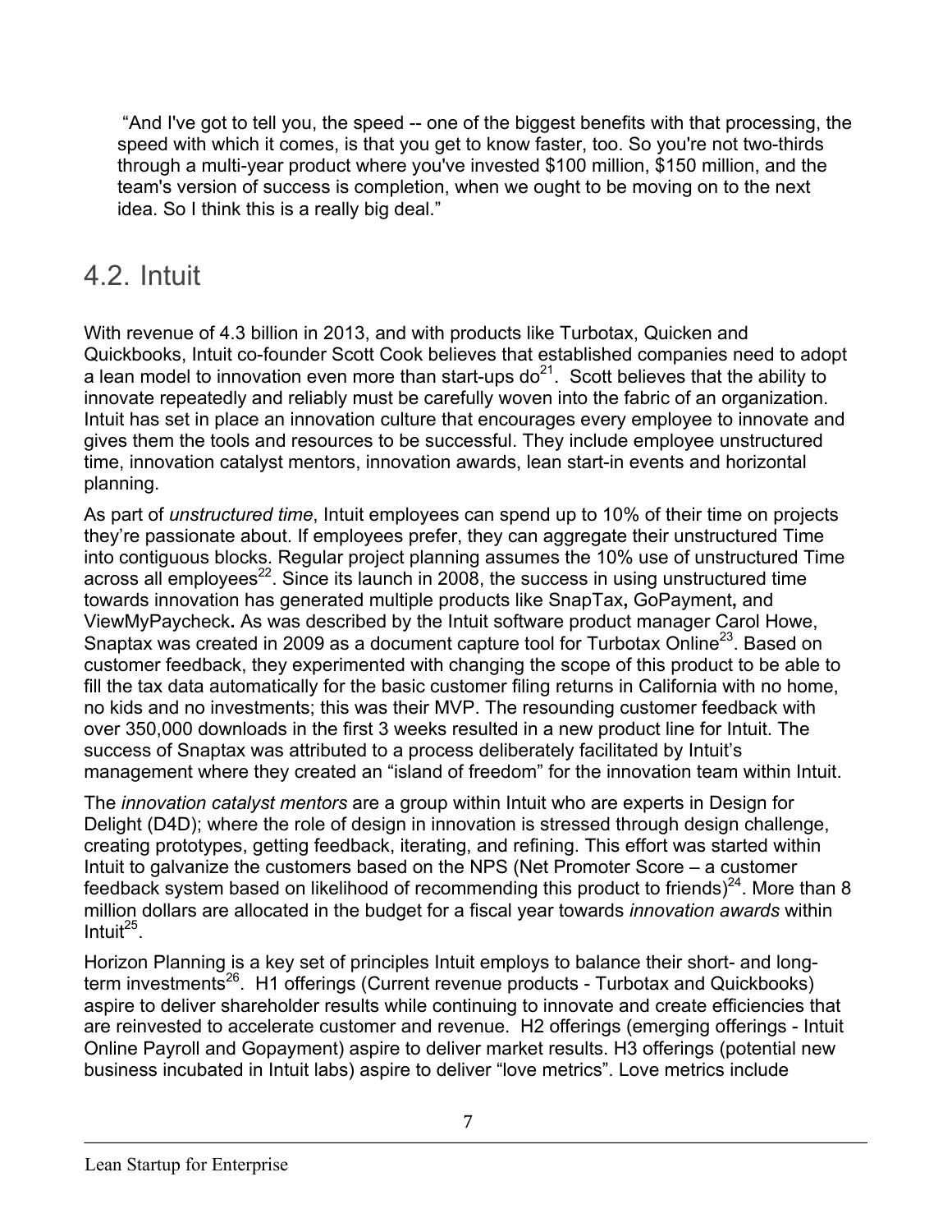"And I've got to tell you, the speed -- one of the biggest benefits with that processing, the speed with which it comes, is that you get to know faster, too. So you're not two-thirds through a multi-year product where you've invested $100 million, $150 million, and the team's version of success is completion, when we ought to be moving on to the next idea. So I think this is a really big deal."

## 4.2. Intuit

With revenue of 4.3 billion in 2013, and with products like Turbotax, Quicken and Quickbooks, Intuit co-founder Scott Cook believes that established companies need to adopt a lean model to innovation even more than start-ups do[21]. Scott believes that the ability to innovate repeatedly and reliably must be carefully woven into the fabric of an organization. Intuit has set in place an innovation culture that encourages every employee to innovate and gives them the tools and resources to be successful. They include employee unstructured time, innovation catalyst mentors, innovation awards, lean start-in events and horizontal planning.

As part of *unstructured time*, Intuit employees can spend up to 10% of their time on projects they're passionate about. If employees prefer, they can aggregate their unstructured Time into contiguous blocks. Regular project planning assumes the 10% use of unstructured Time across all employees[22]. Since its launch in 2008, the success in using unstructured time towards innovation has generated multiple products like SnapTax**,** GoPayment**,** and ViewMyPaycheck**.** As was described by the Intuit software product manager Carol Howe, Snaptax was created in 2009 as a document capture tool for Turbotax Online[23]. Based on customer feedback, they experimented with changing the scope of this product to be able to fill the tax data automatically for the basic customer filing returns in California with no home, no kids and no investments; this was their MVP. The resounding customer feedback with over 350,000 downloads in the first 3 weeks resulted in a new product line for Intuit. The success of Snaptax was attributed to a process deliberately facilitated by Intuit's management where they created an "island of freedom" for the innovation team within Intuit.

The *innovation catalyst mentors* are a group within Intuit who are experts in Design for Delight (D4D); where the role of design in innovation is stressed through design challenge, creating prototypes, getting feedback, iterating, and refining. This effort was started within Intuit to galvanize the customers based on the NPS (Net Promoter Score – a customer feedback system based on likelihood of recommending this product to friends)[24]. More than 8 million dollars are allocated in the budget for a fiscal year towards *innovation awards* within Intuit[25].

Horizon Planning is a key set of principles Intuit employs to balance their short- and long-term investments[26]. H1 offerings (Current revenue products - Turbotax and Quickbooks) aspire to deliver shareholder results while continuing to innovate and create efficiencies that are reinvested to accelerate customer and revenue. H2 offerings (emerging offerings - Intuit Online Payroll and Gopayment) aspire to deliver market results. H3 offerings (potential new business incubated in Intuit labs) aspire to deliver "love metrics". Love metrics include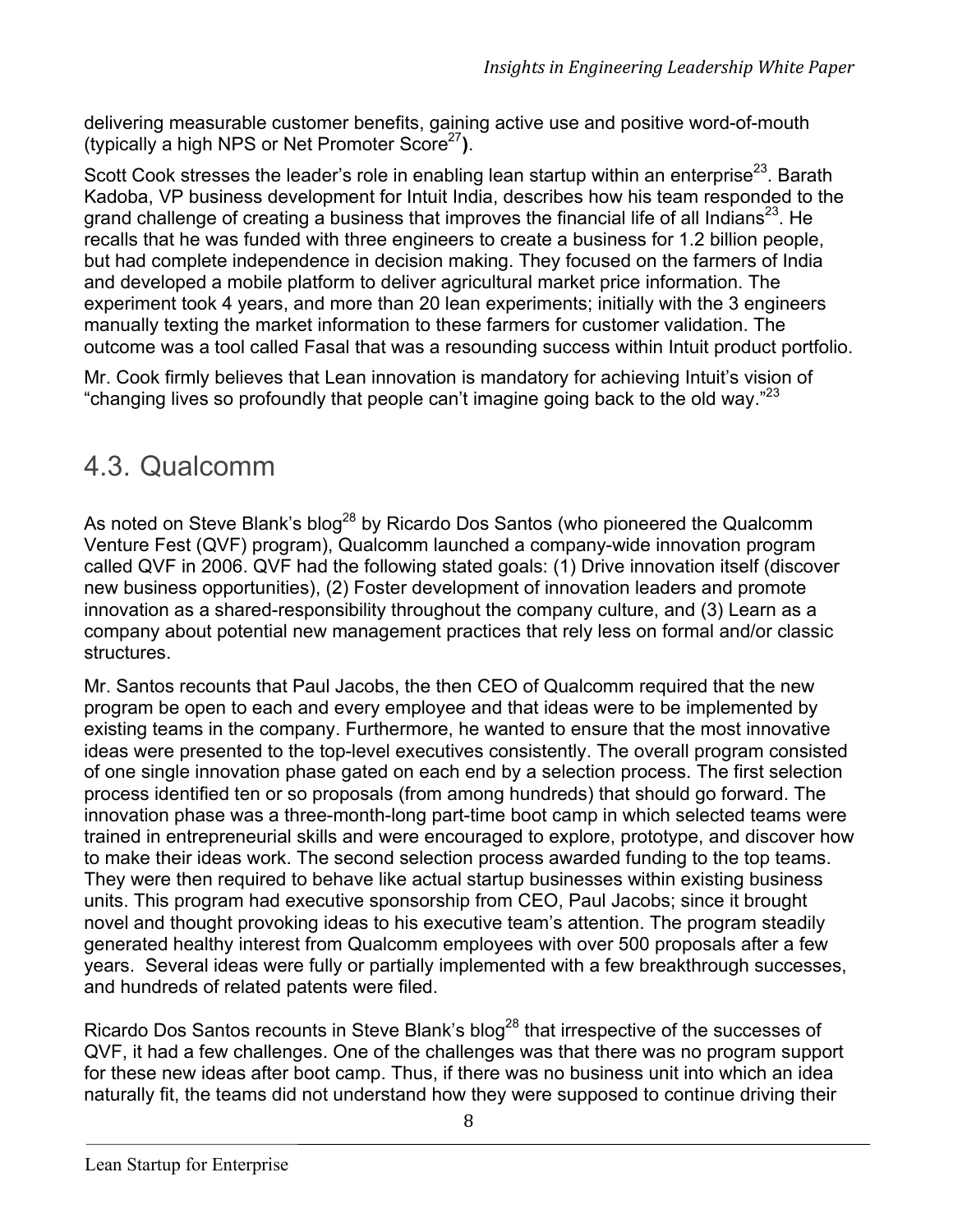delivering measurable customer benefits, gaining active use and positive word-of-mouth (typically a high NPS or Net Promoter Score[27]**)**.

Scott Cook stresses the leader's role in enabling lean startup within an enterprise[23]. Barath Kadoba, VP business development for Intuit India, describes how his team responded to the grand challenge of creating a business that improves the financial life of all Indians[23]. He recalls that he was funded with three engineers to create a business for 1.2 billion people, but had complete independence in decision making. They focused on the farmers of India and developed a mobile platform to deliver agricultural market price information. The experiment took 4 years, and more than 20 lean experiments; initially with the 3 engineers manually texting the market information to these farmers for customer validation. The outcome was a tool called Fasal that was a resounding success within Intuit product portfolio.

Mr. Cook firmly believes that Lean innovation is mandatory for achieving Intuit's vision of "changing lives so profoundly that people can't imagine going back to the old way."[23]

## 4.3. Qualcomm

As noted on Steve Blank's blog[28] by Ricardo Dos Santos (who pioneered the Qualcomm Venture Fest (QVF) program), Qualcomm launched a company-wide innovation program called QVF in 2006. QVF had the following stated goals: (1) Drive innovation itself (discover new business opportunities), (2) Foster development of innovation leaders and promote innovation as a shared-responsibility throughout the company culture, and (3) Learn as a company about potential new management practices that rely less on formal and/or classic structures.

Mr. Santos recounts that Paul Jacobs, the then CEO of Qualcomm required that the new program be open to each and every employee and that ideas were to be implemented by existing teams in the company. Furthermore, he wanted to ensure that the most innovative ideas were presented to the top-level executives consistently. The overall program consisted of one single innovation phase gated on each end by a selection process. The first selection process identified ten or so proposals (from among hundreds) that should go forward. The innovation phase was a three-month-long part-time boot camp in which selected teams were trained in entrepreneurial skills and were encouraged to explore, prototype, and discover how to make their ideas work. The second selection process awarded funding to the top teams. They were then required to behave like actual startup businesses within existing business units. This program had executive sponsorship from CEO, Paul Jacobs; since it brought novel and thought provoking ideas to his executive team's attention. The program steadily generated healthy interest from Qualcomm employees with over 500 proposals after a few years. Several ideas were fully or partially implemented with a few breakthrough successes, and hundreds of related patents were filed.

Ricardo Dos Santos recounts in Steve Blank's blog[28] that irrespective of the successes of QVF, it had a few challenges. One of the challenges was that there was no program support for these new ideas after boot camp. Thus, if there was no business unit into which an idea naturally fit, the teams did not understand how they were supposed to continue driving their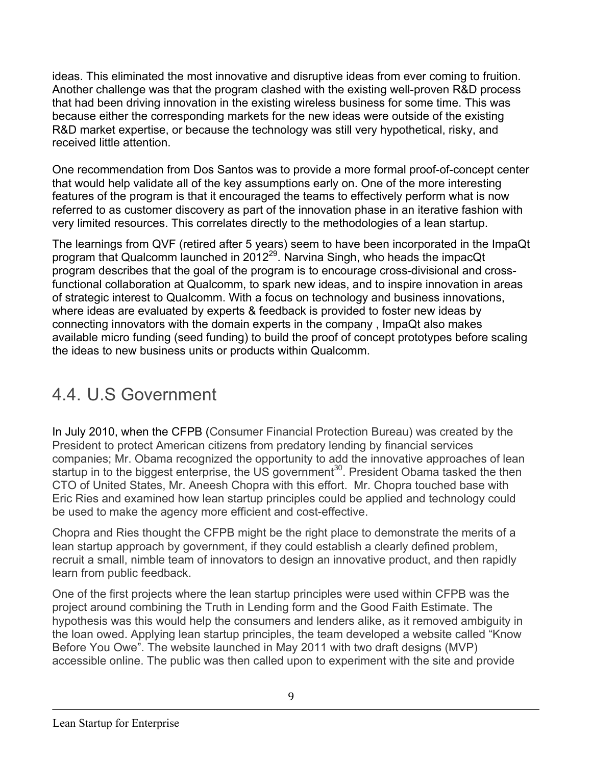ideas. This eliminated the most innovative and disruptive ideas from ever coming to fruition. Another challenge was that the program clashed with the existing well-proven R&D process that had been driving innovation in the existing wireless business for some time. This was because either the corresponding markets for the new ideas were outside of the existing R&D market expertise, or because the technology was still very hypothetical, risky, and received little attention.

One recommendation from Dos Santos was to provide a more formal proof-of-concept center that would help validate all of the key assumptions early on. One of the more interesting features of the program is that it encouraged the teams to effectively perform what is now referred to as customer discovery as part of the innovation phase in an iterative fashion with very limited resources. This correlates directly to the methodologies of a lean startup.

The learnings from QVF (retired after 5 years) seem to have been incorporated in the ImpaQt program that Qualcomm launched in 2012[29]. Narvina Singh, who heads the impacQt program describes that the goal of the program is to encourage cross-divisional and cross-functional collaboration at Qualcomm, to spark new ideas, and to inspire innovation in areas of strategic interest to Qualcomm. With a focus on technology and business innovations, where ideas are evaluated by experts & feedback is provided to foster new ideas by connecting innovators with the domain experts in the company , ImpaQt also makes available micro funding (seed funding) to build the proof of concept prototypes before scaling the ideas to new business units or products within Qualcomm.

## 4.4. U.S Government

In July 2010, when the CFPB (Consumer Financial Protection Bureau) was created by the President to protect American citizens from predatory lending by financial services companies; Mr. Obama recognized the opportunity to add the innovative approaches of lean startup in to the biggest enterprise, the US government[30]. President Obama tasked the then CTO of United States, Mr. Aneesh Chopra with this effort. Mr. Chopra touched base with Eric Ries and examined how lean startup principles could be applied and technology could be used to make the agency more efficient and cost-effective.

Chopra and Ries thought the CFPB might be the right place to demonstrate the merits of a lean startup approach by government, if they could establish a clearly defined problem, recruit a small, nimble team of innovators to design an innovative product, and then rapidly learn from public feedback.

One of the first projects where the lean startup principles were used within CFPB was the project around combining the Truth in Lending form and the Good Faith Estimate. The hypothesis was this would help the consumers and lenders alike, as it removed ambiguity in the loan owed. Applying lean startup principles, the team developed a website called "Know Before You Owe". The website launched in May 2011 with two draft designs (MVP) accessible online. The public was then called upon to experiment with the site and provide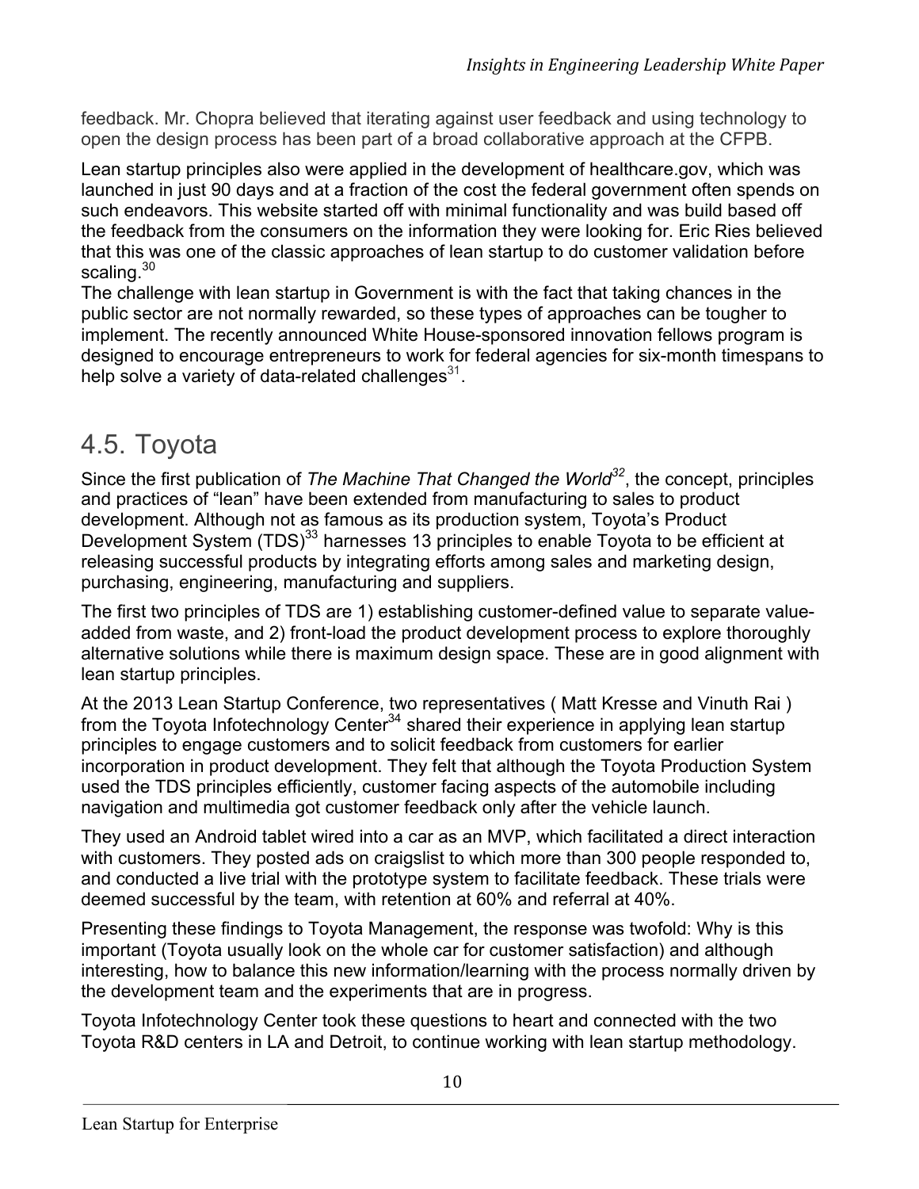feedback. Mr. Chopra believed that iterating against user feedback and using technology to open the design process has been part of a broad collaborative approach at the CFPB.

Lean startup principles also were applied in the development of healthcare.gov, which was launched in just 90 days and at a fraction of the cost the federal government often spends on such endeavors. This website started off with minimal functionality and was build based off the feedback from the consumers on the information they were looking for. Eric Ries believed that this was one of the classic approaches of lean startup to do customer validation before scaling.[30]

The challenge with lean startup in Government is with the fact that taking chances in the public sector are not normally rewarded, so these types of approaches can be tougher to implement. The recently announced White House-sponsored innovation fellows program is designed to encourage entrepreneurs to work for federal agencies for six-month timespans to help solve a variety of data-related challenges[31].

# 4.5. Toyota

Since the first publication of *The Machine That Changed the World*[32], the concept, principles and practices of "lean" have been extended from manufacturing to sales to product development. Although not as famous as its production system, Toyota's Product Development System (TDS)[33] harnesses 13 principles to enable Toyota to be efficient at releasing successful products by integrating efforts among sales and marketing design, purchasing, engineering, manufacturing and suppliers.

The first two principles of TDS are 1) establishing customer-defined value to separate value-added from waste, and 2) front-load the product development process to explore thoroughly alternative solutions while there is maximum design space. These are in good alignment with lean startup principles.

At the 2013 Lean Startup Conference, two representatives ( Matt Kresse and Vinuth Rai ) from the Toyota Infotechnology Center[34] shared their experience in applying lean startup principles to engage customers and to solicit feedback from customers for earlier incorporation in product development. They felt that although the Toyota Production System used the TDS principles efficiently, customer facing aspects of the automobile including navigation and multimedia got customer feedback only after the vehicle launch.

They used an Android tablet wired into a car as an MVP, which facilitated a direct interaction with customers. They posted ads on craigslist to which more than 300 people responded to, and conducted a live trial with the prototype system to facilitate feedback. These trials were deemed successful by the team, with retention at 60% and referral at 40%.

Presenting these findings to Toyota Management, the response was twofold: Why is this important (Toyota usually look on the whole car for customer satisfaction) and although interesting, how to balance this new information/learning with the process normally driven by the development team and the experiments that are in progress.

Toyota Infotechnology Center took these questions to heart and connected with the two Toyota R&D centers in LA and Detroit, to continue working with lean startup methodology.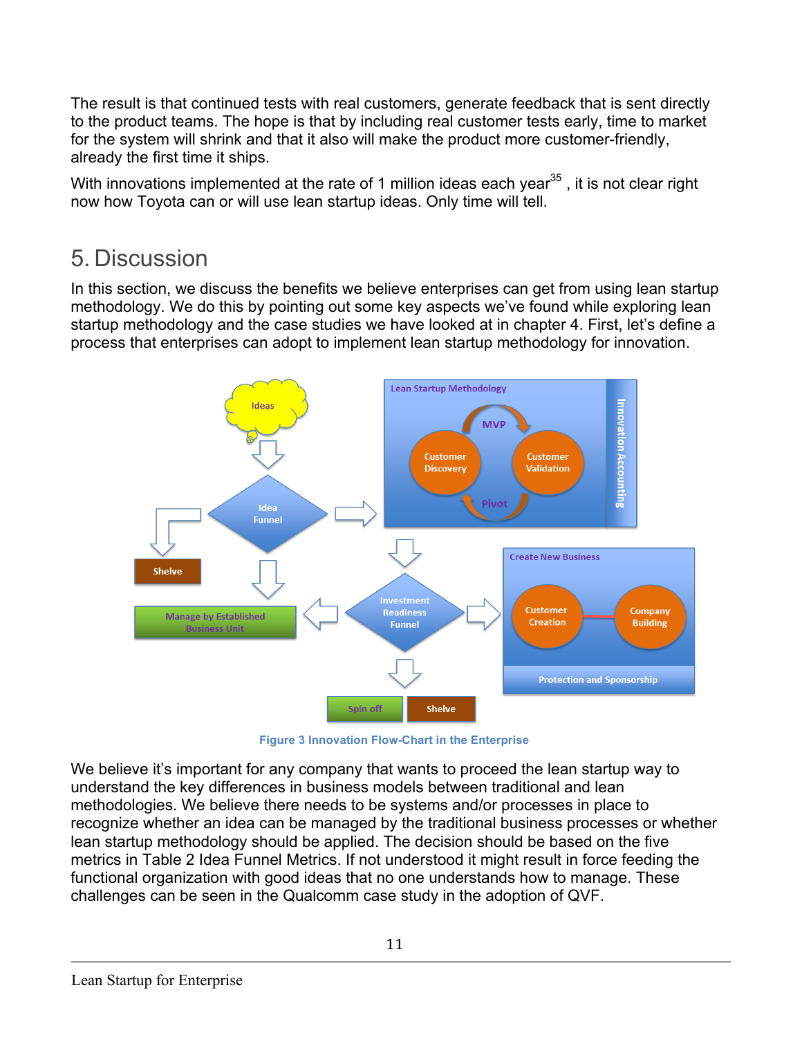The result is that continued tests with real customers, generate feedback that is sent directly to the product teams. The hope is that by including real customer tests early, time to market for the system will shrink and that it also will make the product more customer-friendly, already the first time it ships.

With innovations implemented at the rate of 1 million ideas each year[35] , it is not clear right now how Toyota can or will use lean startup ideas. Only time will tell.

# 5. Discussion

In this section, we discuss the benefits we believe enterprises can get from using lean startup methodology. We do this by pointing out some key aspects we've found while exploring lean startup methodology and the case studies we have looked at in chapter 4. First, let's define a process that enterprises can adopt to implement lean startup methodology for innovation.

Figure 3 Innovation Flow-Chart in the Enterprise

We believe it's important for any company that wants to proceed the lean startup way to understand the key differences in business models between traditional and lean methodologies. We believe there needs to be systems and/or processes in place to recognize whether an idea can be managed by the traditional business processes or whether lean startup methodology should be applied. The decision should be based on the five metrics in Table 2 Idea Funnel Metrics. If not understood it might result in force feeding the functional organization with good ideas that no one understands how to manage. These challenges can be seen in the Qualcomm case study in the adoption of QVF.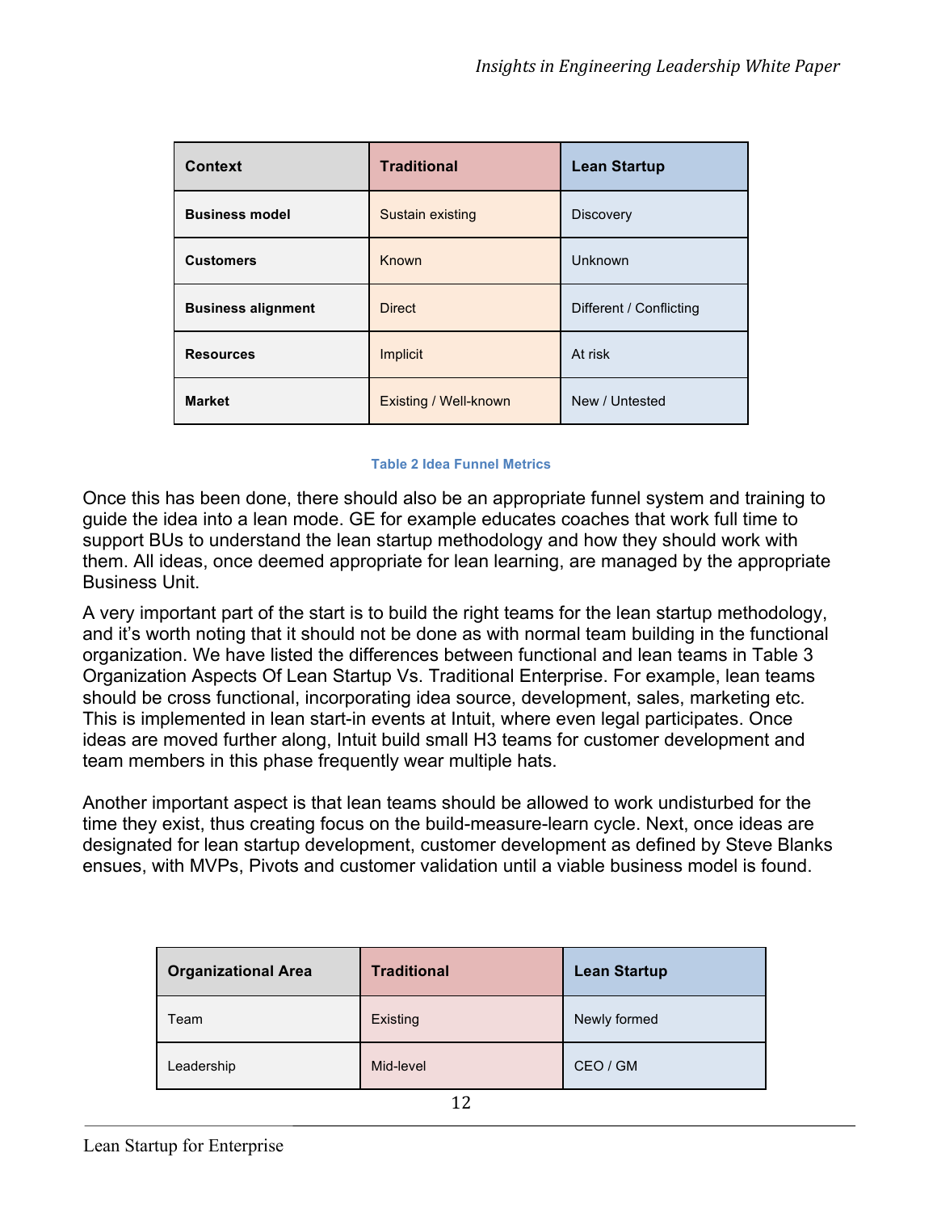| Context | Traditional | Lean Startup |
|---|---|---|
| **Business model** | Sustain existing | Discovery |
| **Customers** | Known | Unknown |
| **Business alignment** | Direct | Different / Conflicting |
| **Resources** | Implicit | At risk |
| **Market** | Existing / Well-known | New / Untested |

**Table 2 Idea Funnel Metrics**

Once this has been done, there should also be an appropriate funnel system and training to guide the idea into a lean mode. GE for example educates coaches that work full time to support BUs to understand the lean startup methodology and how they should work with them. All ideas, once deemed appropriate for lean learning, are managed by the appropriate Business Unit.

A very important part of the start is to build the right teams for the lean startup methodology, and it's worth noting that it should not be done as with normal team building in the functional organization. We have listed the differences between functional and lean teams in Table 3 Organization Aspects Of Lean Startup Vs. Traditional Enterprise. For example, lean teams should be cross functional, incorporating idea source, development, sales, marketing etc. This is implemented in lean start-in events at Intuit, where even legal participates. Once ideas are moved further along, Intuit build small H3 teams for customer development and team members in this phase frequently wear multiple hats.

Another important aspect is that lean teams should be allowed to work undisturbed for the time they exist, thus creating focus on the build-measure-learn cycle. Next, once ideas are designated for lean startup development, customer development as defined by Steve Blanks ensues, with MVPs, Pivots and customer validation until a viable business model is found.

| Organizational Area | Traditional | Lean Startup |
|---|---|---|
| Team | Existing | Newly formed |
| Leadership | Mid-level | CEO / GM |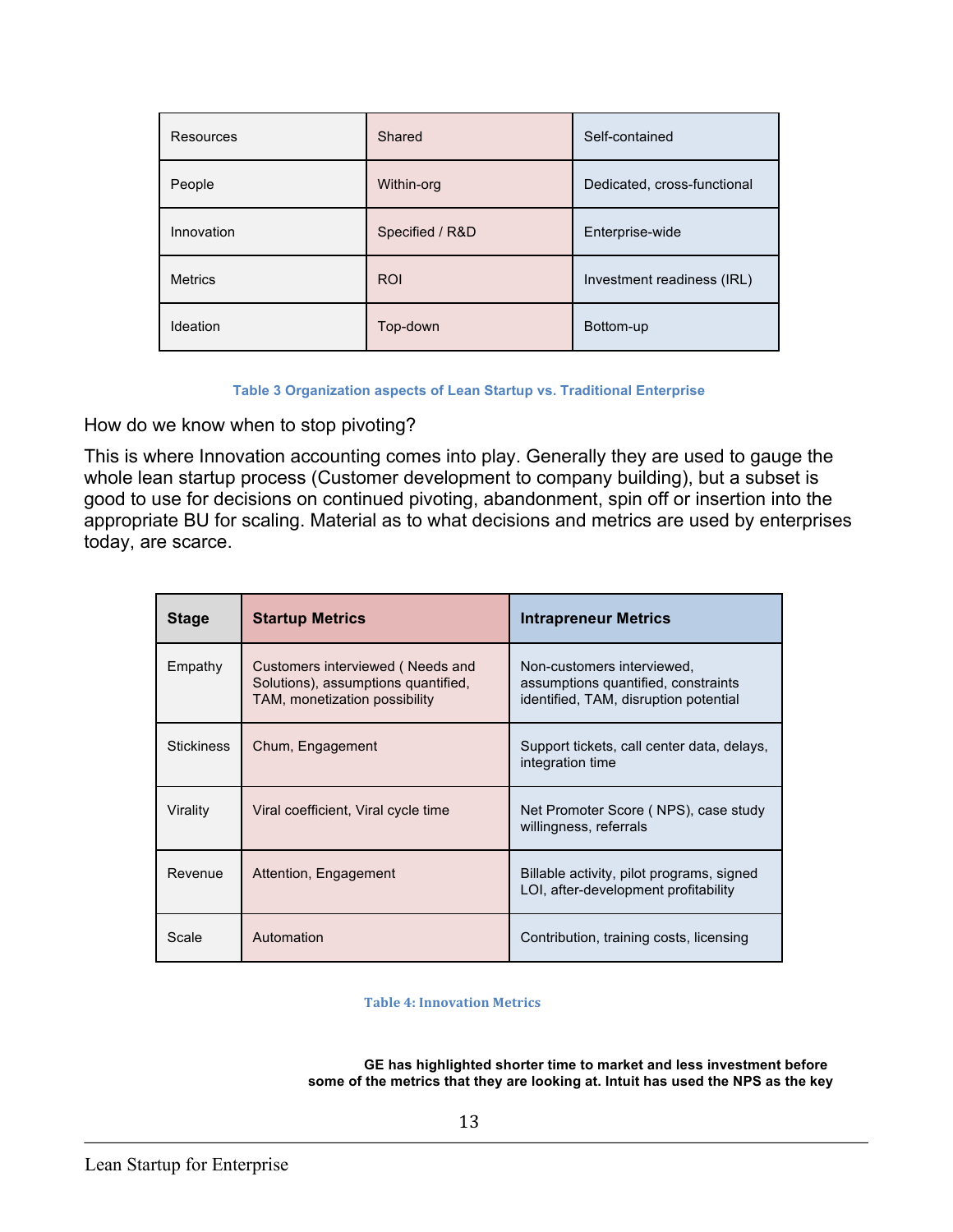| Resources | Shared | Self-contained |
|---|---|---|
| People | Within-org | Dedicated, cross-functional |
| Innovation | Specified / R&D | Enterprise-wide |
| Metrics | ROI | Investment readiness (IRL) |
| Ideation | Top-down | Bottom-up |

**Table 3 Organization aspects of Lean Startup vs. Traditional Enterprise**

How do we know when to stop pivoting?

This is where Innovation accounting comes into play. Generally they are used to gauge the whole lean startup process (Customer development to company building), but a subset is good to use for decisions on continued pivoting, abandonment, spin off or insertion into the appropriate BU for scaling. Material as to what decisions and metrics are used by enterprises today, are scarce.

| Stage | Startup Metrics | Intrapreneur Metrics |
|---|---|---|
| Empathy | Customers interviewed ( Needs and Solutions), assumptions quantified, TAM, monetization possibility | Non-customers interviewed, assumptions quantified, constraints identified, TAM, disruption potential |
| Stickiness | Chum, Engagement | Support tickets, call center data, delays, integration time |
| Virality | Viral coefficient, Viral cycle time | Net Promoter Score ( NPS), case study willingness, referrals |
| Revenue | Attention, Engagement | Billable activity, pilot programs, signed LOI, after-development profitability |
| Scale | Automation | Contribution, training costs, licensing |

**Table 4: Innovation Metrics**

**GE has highlighted shorter time to market and less investment before some of the metrics that they are looking at. Intuit has used the NPS as the key**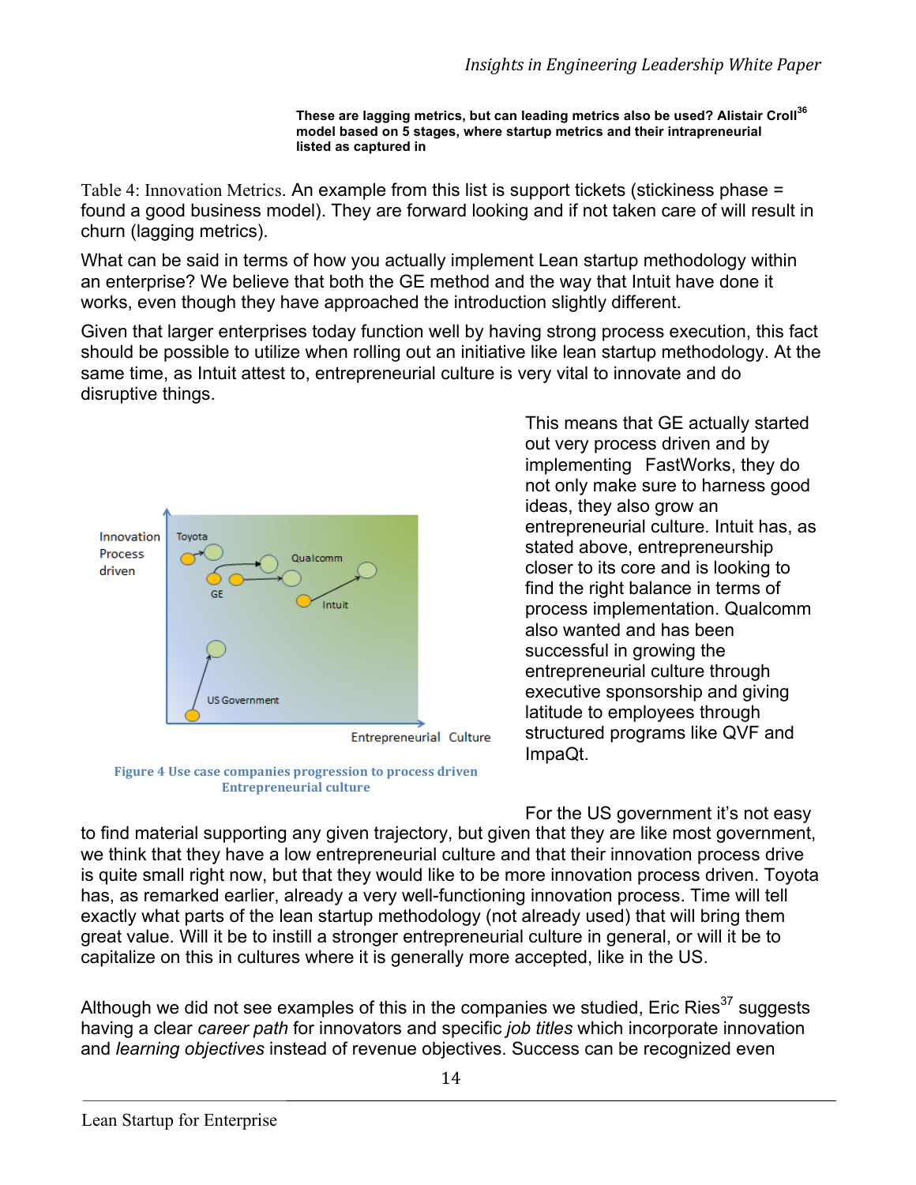**These are lagging metrics, but can leading metrics also be used? Alistair Croll[36] model based on 5 stages, where startup metrics and their intrapreneurial listed as captured in**

Table 4: Innovation Metrics. An example from this list is support tickets (stickiness phase = found a good business model). They are forward looking and if not taken care of will result in churn (lagging metrics).

What can be said in terms of how you actually implement Lean startup methodology within an enterprise? We believe that both the GE method and the way that Intuit have done it works, even though they have approached the introduction slightly different.

Given that larger enterprises today function well by having strong process execution, this fact should be possible to utilize when rolling out an initiative like lean startup methodology. At the same time, as Intuit attest to, entrepreneurial culture is very vital to innovate and do disruptive things.

Figure 4 Use case companies progression to process driven Entrepreneurial culture

This means that GE actually started out very process driven and by implementing FastWorks, they do not only make sure to harness good ideas, they also grow an entrepreneurial culture. Intuit has, as stated above, entrepreneurship closer to its core and is looking to find the right balance in terms of process implementation. Qualcomm also wanted and has been successful in growing the entrepreneurial culture through executive sponsorship and giving latitude to employees through structured programs like QVF and ImpaQt.

For the US government it's not easy to find material supporting any given trajectory, but given that they are like most government, we think that they have a low entrepreneurial culture and that their innovation process drive is quite small right now, but that they would like to be more innovation process driven. Toyota has, as remarked earlier, already a very well-functioning innovation process. Time will tell exactly what parts of the lean startup methodology (not already used) that will bring them great value. Will it be to instill a stronger entrepreneurial culture in general, or will it be to capitalize on this in cultures where it is generally more accepted, like in the US.

Although we did not see examples of this in the companies we studied, Eric Ries[37] suggests having a clear *career path* for innovators and specific *job titles* which incorporate innovation and *learning objectives* instead of revenue objectives. Success can be recognized even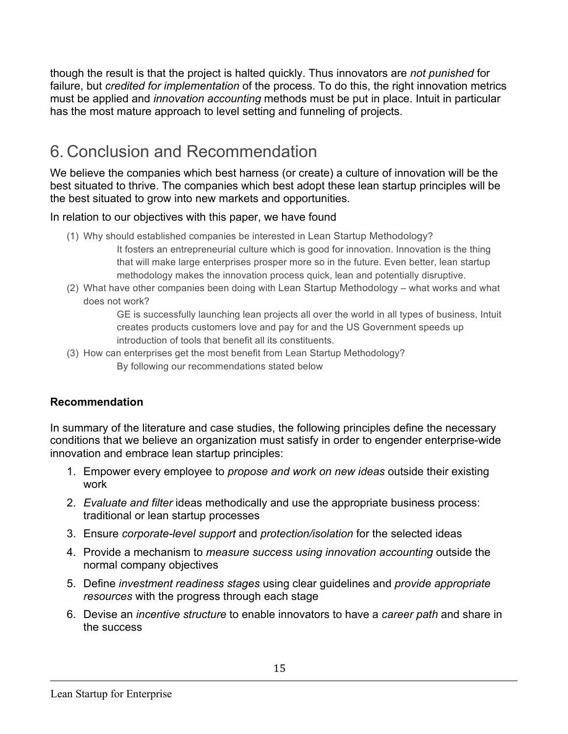though the result is that the project is halted quickly. Thus innovators are *not punished* for failure, but *credited for implementation* of the process. To do this, the right innovation metrics must be applied and *innovation accounting* methods must be put in place. Intuit in particular has the most mature approach to level setting and funneling of projects.

# 6. Conclusion and Recommendation

We believe the companies which best harness (or create) a culture of innovation will be the best situated to thrive. The companies which best adopt these lean startup principles will be the best situated to grow into new markets and opportunities.

In relation to our objectives with this paper, we have found

(1) Why should established companies be interested in Lean Startup Methodology?

   It fosters an entrepreneurial culture which is good for innovation. Innovation is the thing that will make large enterprises prosper more so in the future. Even better, lean startup methodology makes the innovation process quick, lean and potentially disruptive.

(2) What have other companies been doing with Lean Startup Methodology – what works and what does not work?

   GE is successfully launching lean projects all over the world in all types of business, Intuit creates products customers love and pay for and the US Government speeds up introduction of tools that benefit all its constituents.

(3) How can enterprises get the most benefit from Lean Startup Methodology?

   By following our recommendations stated below

**Recommendation**

In summary of the literature and case studies, the following principles define the necessary conditions that we believe an organization must satisfy in order to engender enterprise-wide innovation and embrace lean startup principles:

1. Empower every employee to *propose and work on new ideas* outside their existing work
2. *Evaluate and filter* ideas methodically and use the appropriate business process: traditional or lean startup processes
3. Ensure *corporate-level support* and *protection/isolation* for the selected ideas
4. Provide a mechanism to *measure success using innovation accounting* outside the normal company objectives
5. Define *investment readiness stages* using clear guidelines and *provide appropriate resources* with the progress through each stage
6. Devise an *incentive structure* to enable innovators to have a *career path* and share in the success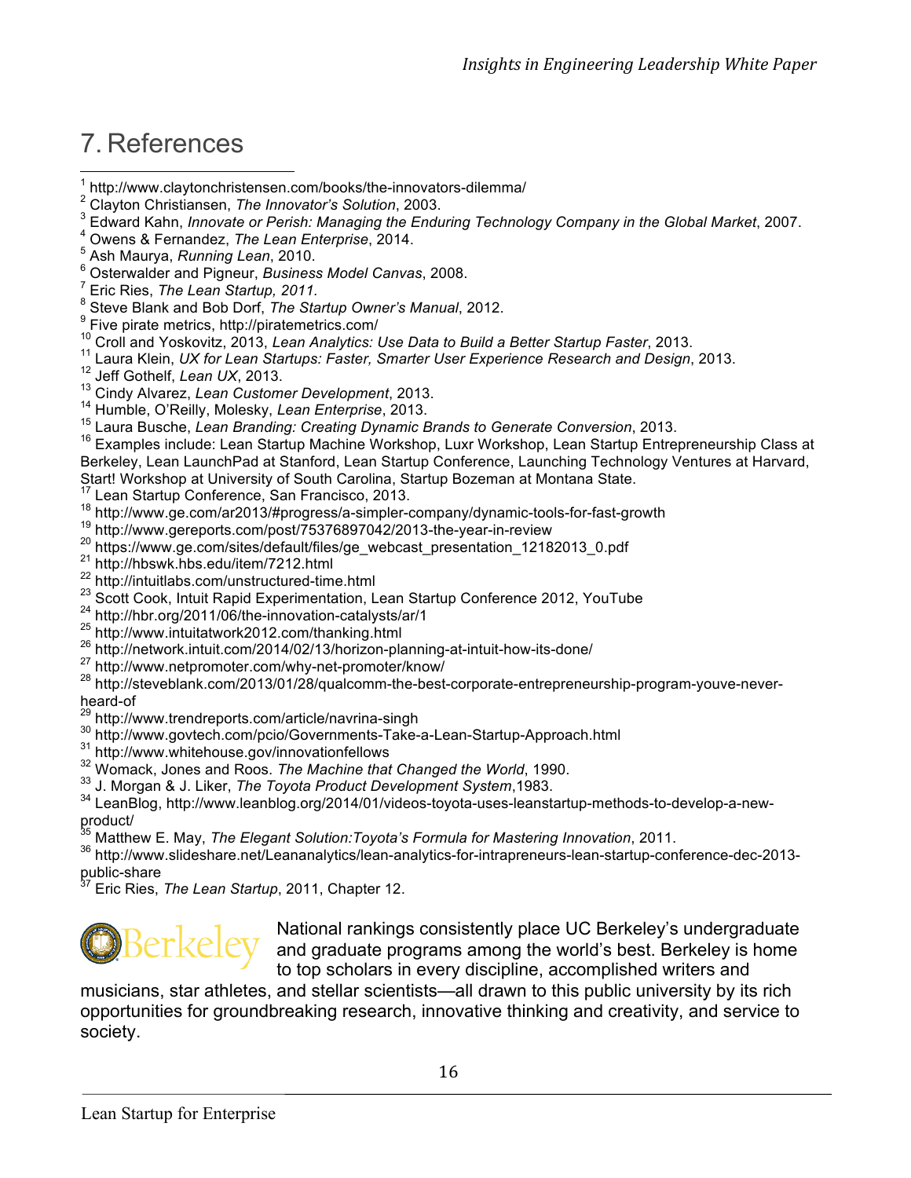# 7. References

[1] http://www.claytonchristensen.com/books/the-innovators-dilemma/
[2] Clayton Christiansen, *The Innovator's Solution*, 2003.
[3] Edward Kahn, *Innovate or Perish: Managing the Enduring Technology Company in the Global Market*, 2007.
[4] Owens & Fernandez, *The Lean Enterprise*, 2014.
[5] Ash Maurya, *Running Lean*, 2010.
[6] Osterwalder and Pigneur, *Business Model Canvas*, 2008.
[7] Eric Ries, *The Lean Startup, 2011.*
[8] Steve Blank and Bob Dorf, *The Startup Owner's Manual*, 2012.
[9] Five pirate metrics, http://piratemetrics.com/
[10] Croll and Yoskovitz, 2013, *Lean Analytics: Use Data to Build a Better Startup Faster*, 2013.
[11] Laura Klein, *UX for Lean Startups: Faster, Smarter User Experience Research and Design*, 2013.
[12] Jeff Gothelf, *Lean UX*, 2013.
[13] Cindy Alvarez, *Lean Customer Development*, 2013.
[14] Humble, O'Reilly, Molesky, *Lean Enterprise*, 2013.
[15] Laura Busche, *Lean Branding: Creating Dynamic Brands to Generate Conversion*, 2013.
[16] Examples include: Lean Startup Machine Workshop, Luxr Workshop, Lean Startup Entrepreneurship Class at Berkeley, Lean LaunchPad at Stanford, Lean Startup Conference, Launching Technology Ventures at Harvard, Start! Workshop at University of South Carolina, Startup Bozeman at Montana State.
[17] Lean Startup Conference, San Francisco, 2013.
[18] http://www.ge.com/ar2013/#progress/a-simpler-company/dynamic-tools-for-fast-growth
[19] http://www.gereports.com/post/75376897042/2013-the-year-in-review
[20] https://www.ge.com/sites/default/files/ge_webcast_presentation_12182013_0.pdf
[21] http://hbswk.hbs.edu/item/7212.html
[22] http://intuitlabs.com/unstructured-time.html
[23] Scott Cook, Intuit Rapid Experimentation, Lean Startup Conference 2012, YouTube
[24] http://hbr.org/2011/06/the-innovation-catalysts/ar/1
[25] http://www.intuitatwork2012.com/thanking.html
[26] http://network.intuit.com/2014/02/13/horizon-planning-at-intuit-how-its-done/
[27] http://www.netpromoter.com/why-net-promoter/know/
[28] http://steveblank.com/2013/01/28/qualcomm-the-best-corporate-entrepreneurship-program-youve-never-heard-of
[29] http://www.trendreports.com/article/navrina-singh
[30] http://www.govtech.com/pcio/Governments-Take-a-Lean-Startup-Approach.html
[31] http://www.whitehouse.gov/innovationfellows
[32] Womack, Jones and Roos. *The Machine that Changed the World*, 1990.
[33] J. Morgan & J. Liker, *The Toyota Product Development System*,1983.
[34] LeanBlog, http://www.leanblog.org/2014/01/videos-toyota-uses-leanstartup-methods-to-develop-a-new-product/
[35] Matthew E. May, *The Elegant Solution:Toyota's Formula for Mastering Innovation*, 2011.
[36] http://www.slideshare.net/Leananalytics/lean-analytics-for-intrapreneurs-lean-startup-conference-dec-2013-public-share
[37] Eric Ries, *The Lean Startup*, 2011, Chapter 12.

Berkeley

National rankings consistently place UC Berkeley's undergraduate and graduate programs among the world's best. Berkeley is home to top scholars in every discipline, accomplished writers and musicians, star athletes, and stellar scientists—all drawn to this public university by its rich opportunities for groundbreaking research, innovative thinking and creativity, and service to society.